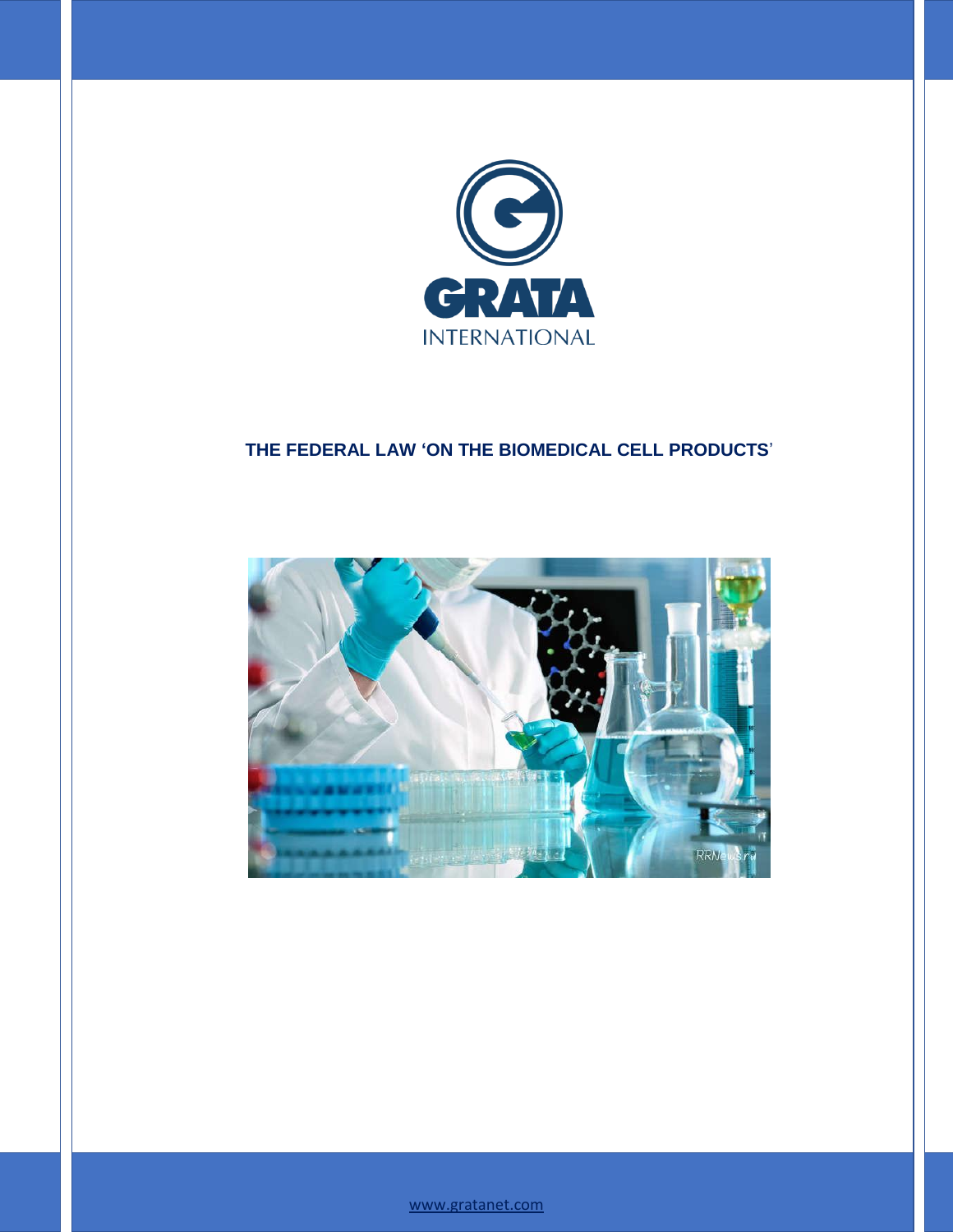GRATA

INTERNATIONAL

# THE FEDERAL LAW 'ON THE BIOMEDICAL CELL PRODUCTS'

www.gratanet.com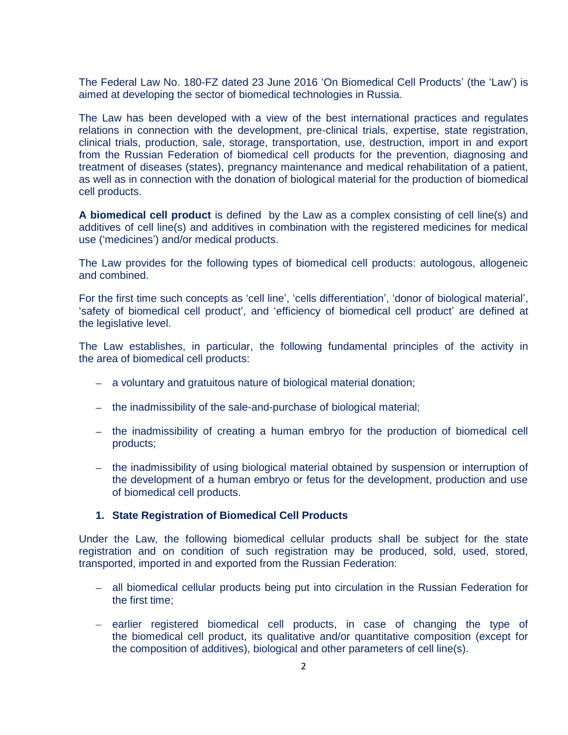The Federal Law No. 180-FZ dated 23 June 2016 ‘On Biomedical Cell Products’ (the ‘Law’) is aimed at developing the sector of biomedical technologies in Russia.

The Law has been developed with a view of the best international practices and regulates relations in connection with the development, pre-clinical trials, expertise, state registration, clinical trials, production, sale, storage, transportation, use, destruction, import in and export from the Russian Federation of biomedical cell products for the prevention, diagnosing and treatment of diseases (states), pregnancy maintenance and medical rehabilitation of a patient, as well as in connection with the donation of biological material for the production of biomedical cell products.

**A biomedical cell product** is defined by the Law as a complex consisting of cell line(s) and additives of cell line(s) and additives in combination with the registered medicines for medical use (‘medicines’) and/or medical products.

The Law provides for the following types of biomedical cell products: autologous, allogeneic and combined.

For the first time such concepts as ‘cell line’, ‘cells differentiation’, ‘donor of biological material’, ‘safety of biomedical cell product’, and ‘efficiency of biomedical cell product’ are defined at the legislative level.

The Law establishes, in particular, the following fundamental principles of the activity in the area of biomedical cell products:

- a voluntary and gratuitous nature of biological material donation;
- the inadmissibility of the sale-and-purchase of biological material;
- the inadmissibility of creating a human embryo for the production of biomedical cell products;
- the inadmissibility of using biological material obtained by suspension or interruption of the development of a human embryo or fetus for the development, production and use of biomedical cell products.

### 1. State Registration of Biomedical Cell Products

Under the Law, the following biomedical cellular products shall be subject for the state registration and on condition of such registration may be produced, sold, used, stored, transported, imported in and exported from the Russian Federation:

- all biomedical cellular products being put into circulation in the Russian Federation for the first time;
- earlier registered biomedical cell products, in case of changing the type of the biomedical cell product, its qualitative and/or quantitative composition (except for the composition of additives), biological and other parameters of cell line(s).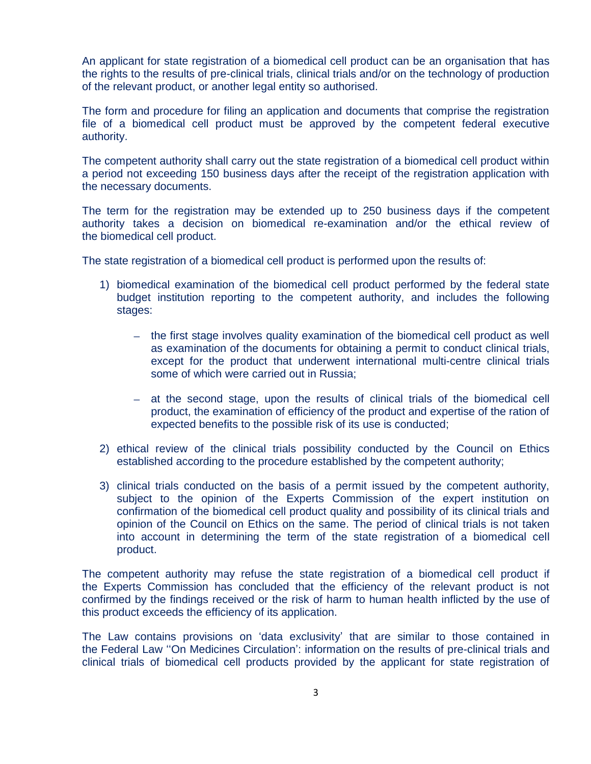An applicant for state registration of a biomedical cell product can be an organisation that has the rights to the results of pre-clinical trials, clinical trials and/or on the technology of production of the relevant product, or another legal entity so authorised.

The form and procedure for filing an application and documents that comprise the registration file of a biomedical cell product must be approved by the competent federal executive authority.

The competent authority shall carry out the state registration of a biomedical cell product within a period not exceeding 150 business days after the receipt of the registration application with the necessary documents.

The term for the registration may be extended up to 250 business days if the competent authority takes a decision on biomedical re-examination and/or the ethical review of the biomedical cell product.

The state registration of a biomedical cell product is performed upon the results of:

1) biomedical examination of the biomedical cell product performed by the federal state budget institution reporting to the competent authority, and includes the following stages:

   – the first stage involves quality examination of the biomedical cell product as well as examination of the documents for obtaining a permit to conduct clinical trials, except for the product that underwent international multi-centre clinical trials some of which were carried out in Russia;

   – at the second stage, upon the results of clinical trials of the biomedical cell product, the examination of efficiency of the product and expertise of the ration of expected benefits to the possible risk of its use is conducted;

2) ethical review of the clinical trials possibility conducted by the Council on Ethics established according to the procedure established by the competent authority;

3) clinical trials conducted on the basis of a permit issued by the competent authority, subject to the opinion of the Experts Commission of the expert institution on confirmation of the biomedical cell product quality and possibility of its clinical trials and opinion of the Council on Ethics on the same. The period of clinical trials is not taken into account in determining the term of the state registration of a biomedical cell product.

The competent authority may refuse the state registration of a biomedical cell product if the Experts Commission has concluded that the efficiency of the relevant product is not confirmed by the findings received or the risk of harm to human health inflicted by the use of this product exceeds the efficiency of its application.

The Law contains provisions on 'data exclusivity' that are similar to those contained in the Federal Law ''On Medicines Circulation': information on the results of pre-clinical trials and clinical trials of biomedical cell products provided by the applicant for state registration of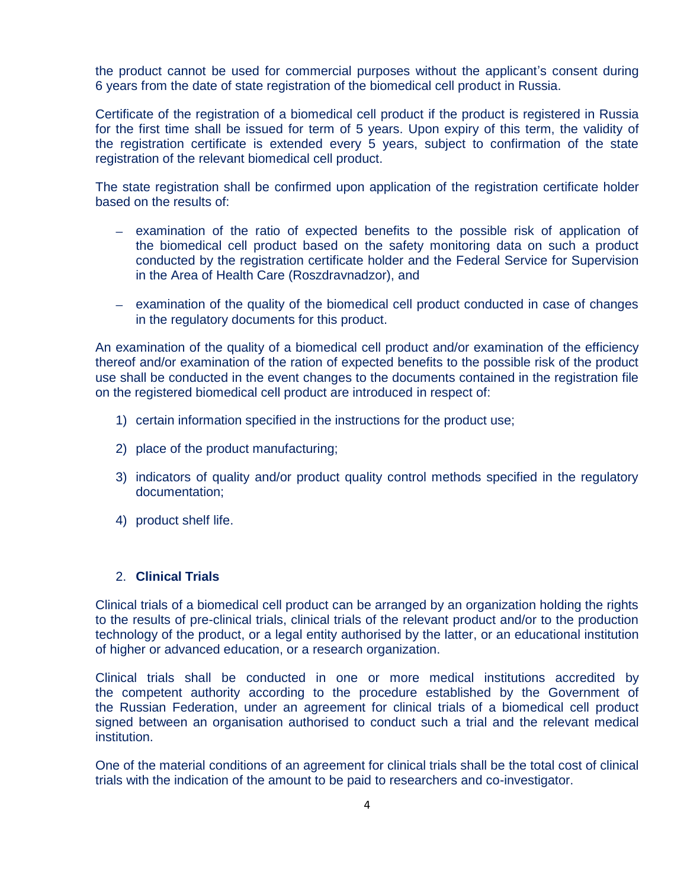the product cannot be used for commercial purposes without the applicant's consent during 6 years from the date of state registration of the biomedical cell product in Russia.

Certificate of the registration of a biomedical cell product if the product is registered in Russia for the first time shall be issued for term of 5 years. Upon expiry of this term, the validity of the registration certificate is extended every 5 years, subject to confirmation of the state registration of the relevant biomedical cell product.

The state registration shall be confirmed upon application of the registration certificate holder based on the results of:

- examination of the ratio of expected benefits to the possible risk of application of the biomedical cell product based on the safety monitoring data on such a product conducted by the registration certificate holder and the Federal Service for Supervision in the Area of Health Care (Roszdravnadzor), and
- examination of the quality of the biomedical cell product conducted in case of changes in the regulatory documents for this product.

An examination of the quality of a biomedical cell product and/or examination of the efficiency thereof and/or examination of the ration of expected benefits to the possible risk of the product use shall be conducted in the event changes to the documents contained in the registration file on the registered biomedical cell product are introduced in respect of:

1) certain information specified in the instructions for the product use;
2) place of the product manufacturing;
3) indicators of quality and/or product quality control methods specified in the regulatory documentation;
4) product shelf life.

## 2. **Clinical Trials**

Clinical trials of a biomedical cell product can be arranged by an organization holding the rights to the results of pre-clinical trials, clinical trials of the relevant product and/or to the production technology of the product, or a legal entity authorised by the latter, or an educational institution of higher or advanced education, or a research organization.

Clinical trials shall be conducted in one or more medical institutions accredited by the competent authority according to the procedure established by the Government of the Russian Federation, under an agreement for clinical trials of a biomedical cell product signed between an organisation authorised to conduct such a trial and the relevant medical institution.

One of the material conditions of an agreement for clinical trials shall be the total cost of clinical trials with the indication of the amount to be paid to researchers and co-investigator.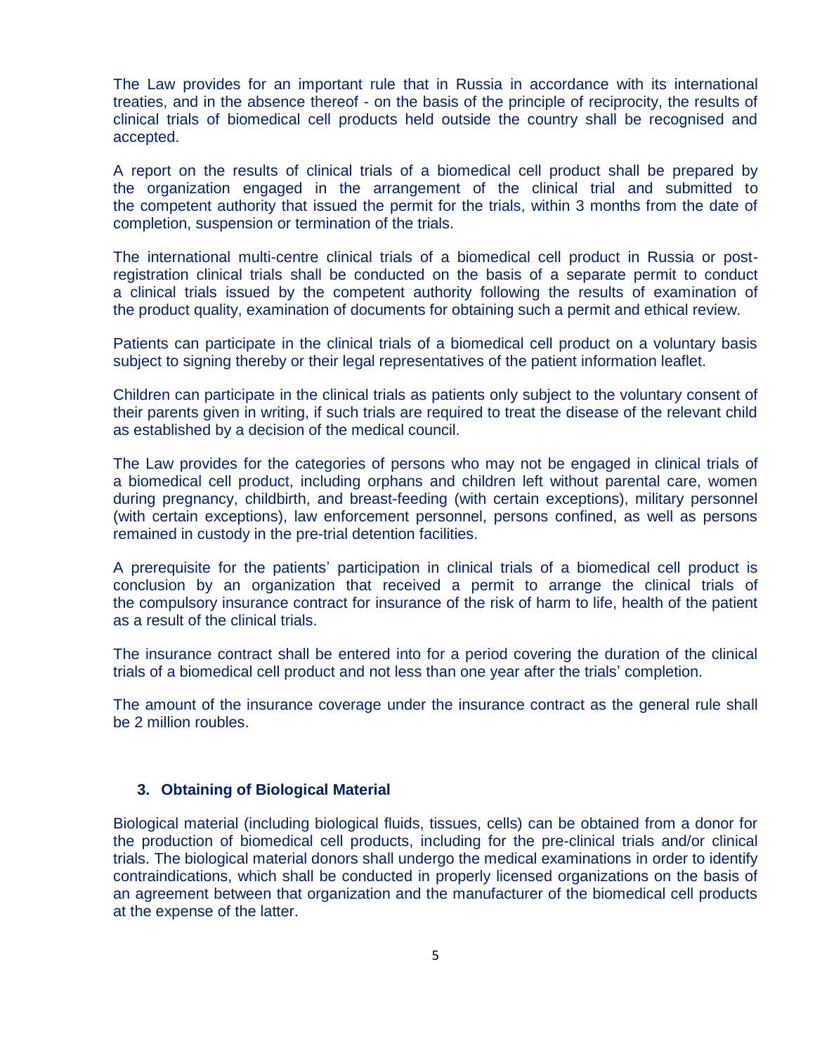The Law provides for an important rule that in Russia in accordance with its international treaties, and in the absence thereof - on the basis of the principle of reciprocity, the results of clinical trials of biomedical cell products held outside the country shall be recognised and accepted.

A report on the results of clinical trials of a biomedical cell product shall be prepared by the organization engaged in the arrangement of the clinical trial and submitted to the competent authority that issued the permit for the trials, within 3 months from the date of completion, suspension or termination of the trials.

The international multi-centre clinical trials of a biomedical cell product in Russia or post-registration clinical trials shall be conducted on the basis of a separate permit to conduct a clinical trials issued by the competent authority following the results of examination of the product quality, examination of documents for obtaining such a permit and ethical review.

Patients can participate in the clinical trials of a biomedical cell product on a voluntary basis subject to signing thereby or their legal representatives of the patient information leaflet.

Children can participate in the clinical trials as patients only subject to the voluntary consent of their parents given in writing, if such trials are required to treat the disease of the relevant child as established by a decision of the medical council.

The Law provides for the categories of persons who may not be engaged in clinical trials of a biomedical cell product, including orphans and children left without parental care, women during pregnancy, childbirth, and breast-feeding (with certain exceptions), military personnel (with certain exceptions), law enforcement personnel, persons confined, as well as persons remained in custody in the pre-trial detention facilities.

A prerequisite for the patients' participation in clinical trials of a biomedical cell product is conclusion by an organization that received a permit to arrange the clinical trials of the compulsory insurance contract for insurance of the risk of harm to life, health of the patient as a result of the clinical trials.

The insurance contract shall be entered into for a period covering the duration of the clinical trials of a biomedical cell product and not less than one year after the trials' completion.

The amount of the insurance coverage under the insurance contract as the general rule shall be 2 million roubles.

## 3. Obtaining of Biological Material

Biological material (including biological fluids, tissues, cells) can be obtained from a donor for the production of biomedical cell products, including for the pre-clinical trials and/or clinical trials. The biological material donors shall undergo the medical examinations in order to identify contraindications, which shall be conducted in properly licensed organizations on the basis of an agreement between that organization and the manufacturer of the biomedical cell products at the expense of the latter.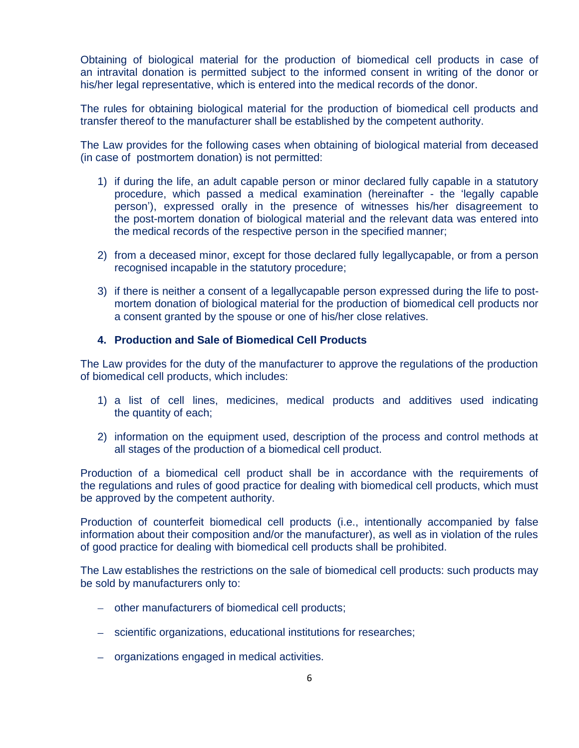Obtaining of biological material for the production of biomedical cell products in case of an intravital donation is permitted subject to the informed consent in writing of the donor or his/her legal representative, which is entered into the medical records of the donor.

The rules for obtaining biological material for the production of biomedical cell products and transfer thereof to the manufacturer shall be established by the competent authority.

The Law provides for the following cases when obtaining of biological material from deceased (in case of postmortem donation) is not permitted:

1) if during the life, an adult capable person or minor declared fully capable in a statutory procedure, which passed a medical examination (hereinafter - the 'legally capable person'), expressed orally in the presence of witnesses his/her disagreement to the post-mortem donation of biological material and the relevant data was entered into the medical records of the respective person in the specified manner;

2) from a deceased minor, except for those declared fully legallycapable, or from a person recognised incapable in the statutory procedure;

3) if there is neither a consent of a legallycapable person expressed during the life to post-mortem donation of biological material for the production of biomedical cell products nor a consent granted by the spouse or one of his/her close relatives.

### 4. Production and Sale of Biomedical Cell Products

The Law provides for the duty of the manufacturer to approve the regulations of the production of biomedical cell products, which includes:

1) a list of cell lines, medicines, medical products and additives used indicating the quantity of each;

2) information on the equipment used, description of the process and control methods at all stages of the production of a biomedical cell product.

Production of a biomedical cell product shall be in accordance with the requirements of the regulations and rules of good practice for dealing with biomedical cell products, which must be approved by the competent authority.

Production of counterfeit biomedical cell products (i.e., intentionally accompanied by false information about their composition and/or the manufacturer), as well as in violation of the rules of good practice for dealing with biomedical cell products shall be prohibited.

The Law establishes the restrictions on the sale of biomedical cell products: such products may be sold by manufacturers only to:

- other manufacturers of biomedical cell products;
- scientific organizations, educational institutions for researches;
- organizations engaged in medical activities.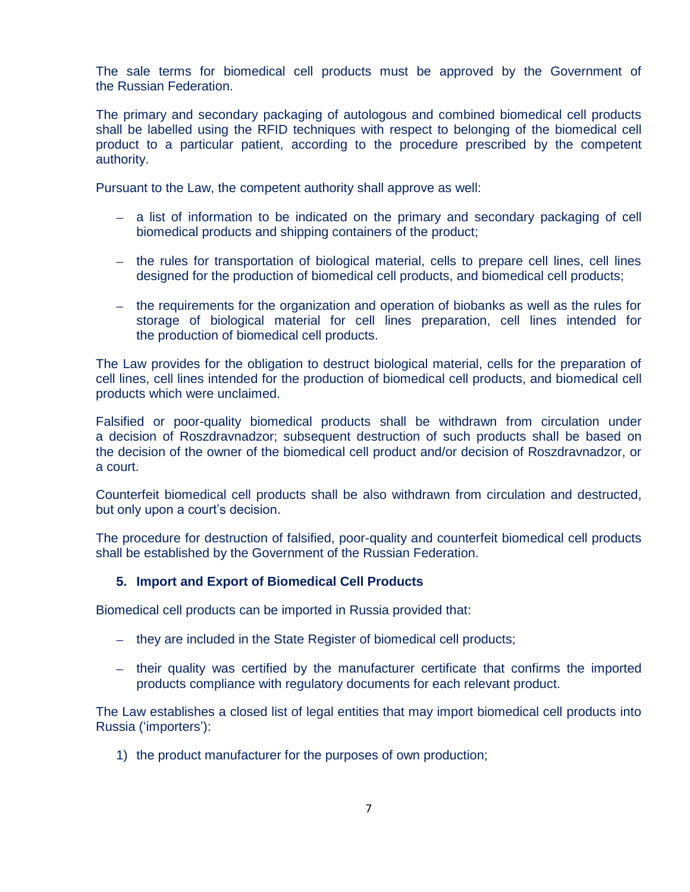The sale terms for biomedical cell products must be approved by the Government of the Russian Federation.

The primary and secondary packaging of autologous and combined biomedical cell products shall be labelled using the RFID techniques with respect to belonging of the biomedical cell product to a particular patient, according to the procedure prescribed by the competent authority.

Pursuant to the Law, the competent authority shall approve as well:

– a list of information to be indicated on the primary and secondary packaging of cell biomedical products and shipping containers of the product;

– the rules for transportation of biological material, cells to prepare cell lines, cell lines designed for the production of biomedical cell products, and biomedical cell products;

– the requirements for the organization and operation of biobanks as well as the rules for storage of biological material for cell lines preparation, cell lines intended for the production of biomedical cell products.

The Law provides for the obligation to destruct biological material, cells for the preparation of cell lines, cell lines intended for the production of biomedical cell products, and biomedical cell products which were unclaimed.

Falsified or poor-quality biomedical products shall be withdrawn from circulation under a decision of Roszdravnadzor; subsequent destruction of such products shall be based on the decision of the owner of the biomedical cell product and/or decision of Roszdravnadzor, or a court.

Counterfeit biomedical cell products shall be also withdrawn from circulation and destructed, but only upon a court's decision.

The procedure for destruction of falsified, poor-quality and counterfeit biomedical cell products shall be established by the Government of the Russian Federation.

## 5. Import and Export of Biomedical Cell Products

Biomedical cell products can be imported in Russia provided that:

– they are included in the State Register of biomedical cell products;

– their quality was certified by the manufacturer certificate that confirms the imported products compliance with regulatory documents for each relevant product.

The Law establishes a closed list of legal entities that may import biomedical cell products into Russia ('importers'):

1) the product manufacturer for the purposes of own production;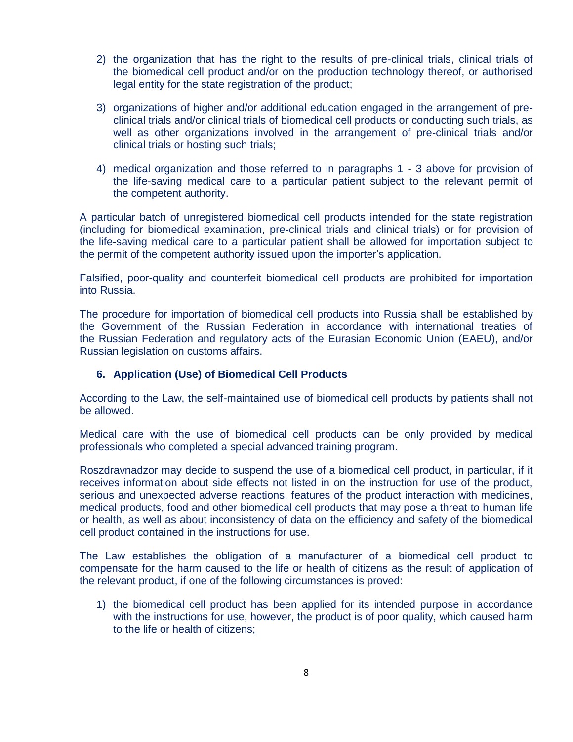2) the organization that has the right to the results of pre-clinical trials, clinical trials of the biomedical cell product and/or on the production technology thereof, or authorised legal entity for the state registration of the product;

3) organizations of higher and/or additional education engaged in the arrangement of pre-clinical trials and/or clinical trials of biomedical cell products or conducting such trials, as well as other organizations involved in the arrangement of pre-clinical trials and/or clinical trials or hosting such trials;

4) medical organization and those referred to in paragraphs 1 - 3 above for provision of the life-saving medical care to a particular patient subject to the relevant permit of the competent authority.

A particular batch of unregistered biomedical cell products intended for the state registration (including for biomedical examination, pre-clinical trials and clinical trials) or for provision of the life-saving medical care to a particular patient shall be allowed for importation subject to the permit of the competent authority issued upon the importer's application.

Falsified, poor-quality and counterfeit biomedical cell products are prohibited for importation into Russia.

The procedure for importation of biomedical cell products into Russia shall be established by the Government of the Russian Federation in accordance with international treaties of the Russian Federation and regulatory acts of the Eurasian Economic Union (EAEU), and/or Russian legislation on customs affairs.

## 6. Application (Use) of Biomedical Cell Products

According to the Law, the self-maintained use of biomedical cell products by patients shall not be allowed.

Medical care with the use of biomedical cell products can be only provided by medical professionals who completed a special advanced training program.

Roszdravnadzor may decide to suspend the use of a biomedical cell product, in particular, if it receives information about side effects not listed in on the instruction for use of the product, serious and unexpected adverse reactions, features of the product interaction with medicines, medical products, food and other biomedical cell products that may pose a threat to human life or health, as well as about inconsistency of data on the efficiency and safety of the biomedical cell product contained in the instructions for use.

The Law establishes the obligation of a manufacturer of a biomedical cell product to compensate for the harm caused to the life or health of citizens as the result of application of the relevant product, if one of the following circumstances is proved:

1) the biomedical cell product has been applied for its intended purpose in accordance with the instructions for use, however, the product is of poor quality, which caused harm to the life or health of citizens;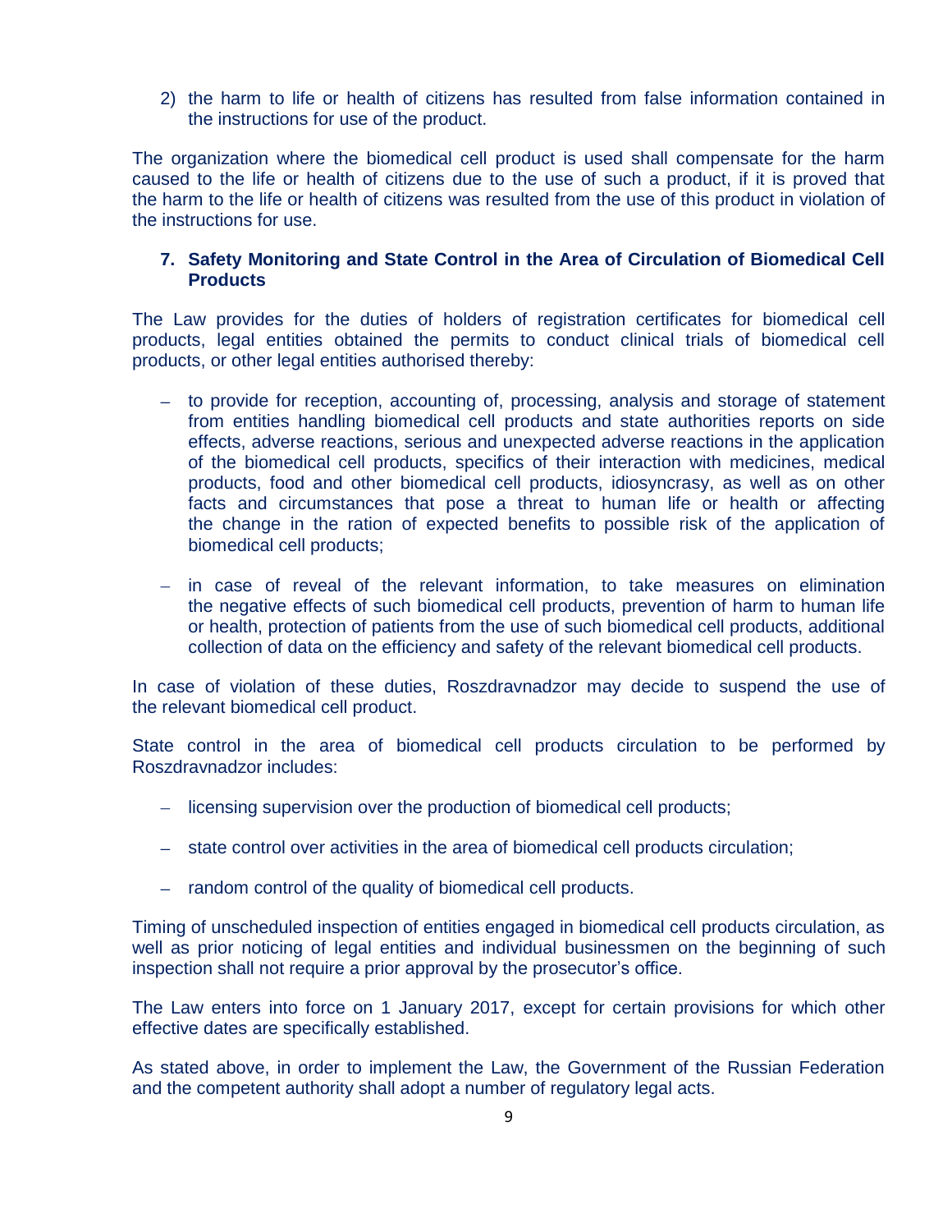2) the harm to life or health of citizens has resulted from false information contained in the instructions for use of the product.

The organization where the biomedical cell product is used shall compensate for the harm caused to the life or health of citizens due to the use of such a product, if it is proved that the harm to the life or health of citizens was resulted from the use of this product in violation of the instructions for use.

## 7. Safety Monitoring and State Control in the Area of Circulation of Biomedical Cell Products

The Law provides for the duties of holders of registration certificates for biomedical cell products, legal entities obtained the permits to conduct clinical trials of biomedical cell products, or other legal entities authorised thereby:

- to provide for reception, accounting of, processing, analysis and storage of statement from entities handling biomedical cell products and state authorities reports on side effects, adverse reactions, serious and unexpected adverse reactions in the application of the biomedical cell products, specifics of their interaction with medicines, medical products, food and other biomedical cell products, idiosyncrasy, as well as on other facts and circumstances that pose a threat to human life or health or affecting the change in the ration of expected benefits to possible risk of the application of biomedical cell products;
- in case of reveal of the relevant information, to take measures on elimination the negative effects of such biomedical cell products, prevention of harm to human life or health, protection of patients from the use of such biomedical cell products, additional collection of data on the efficiency and safety of the relevant biomedical cell products.

In case of violation of these duties, Roszdravnadzor may decide to suspend the use of the relevant biomedical cell product.

State control in the area of biomedical cell products circulation to be performed by Roszdravnadzor includes:

- licensing supervision over the production of biomedical cell products;
- state control over activities in the area of biomedical cell products circulation;
- random control of the quality of biomedical cell products.

Timing of unscheduled inspection of entities engaged in biomedical cell products circulation, as well as prior noticing of legal entities and individual businessmen on the beginning of such inspection shall not require a prior approval by the prosecutor's office.

The Law enters into force on 1 January 2017, except for certain provisions for which other effective dates are specifically established.

As stated above, in order to implement the Law, the Government of the Russian Federation and the competent authority shall adopt a number of regulatory legal acts.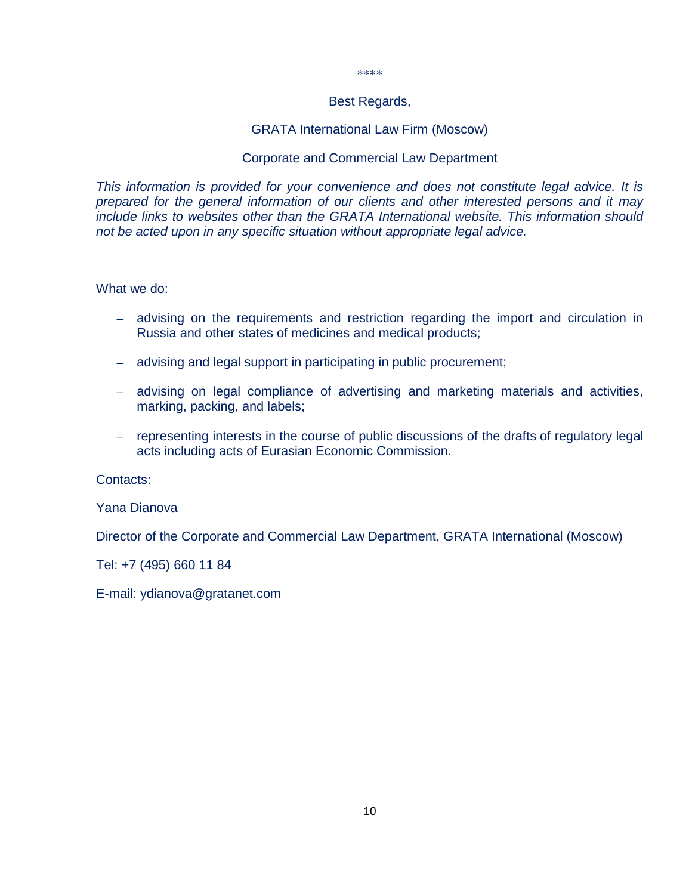\*\*\*\*

Best Regards,

GRATA International Law Firm (Moscow)

Corporate and Commercial Law Department

*This information is provided for your convenience and does not constitute legal advice. It is prepared for the general information of our clients and other interested persons and it may include links to websites other than the GRATA International website. This information should not be acted upon in any specific situation without appropriate legal advice.*

What we do:

- advising on the requirements and restriction regarding the import and circulation in Russia and other states of medicines and medical products;
- advising and legal support in participating in public procurement;
- advising on legal compliance of advertising and marketing materials and activities, marking, packing, and labels;
- representing interests in the course of public discussions of the drafts of regulatory legal acts including acts of Eurasian Economic Commission.

Contacts:

Yana Dianova

Director of the Corporate and Commercial Law Department, GRATA International (Moscow)

Tel: +7 (495) 660 11 84

E-mail: ydianova@gratanet.com